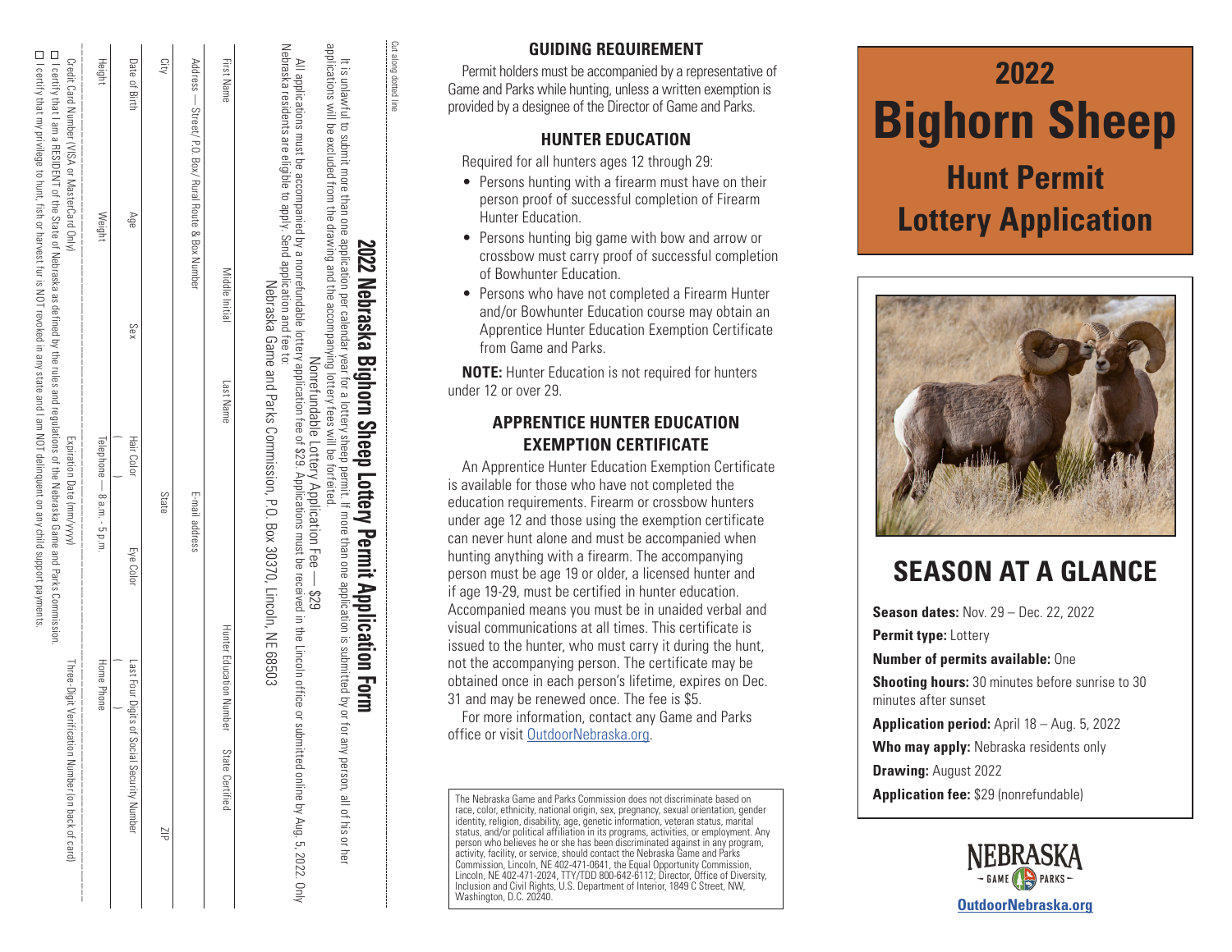Cut along dotted line

## 2022 Nebraska Bighorn Sheep Lottery Permit Application Form

It is unlawful to submit more than one application per calendar year for a lottery sheep permit. If more than one application is submitted by or for any person, all of his or her applications will be excluded from the drawing and the accompanying lottery fees will be forfeited.

Nonrefundable Lottery Application Fee — $29

All applications must be accompanied by a nonrefundable lottery application fee of $29. Applications must be received in the Lincoln office or submitted online by Aug. 5, 2022. Only Nebraska residents are eligible to apply. Send application and fee to:

Nebraska Game and Parks Commission, P.O. Box 30370, Lincoln, NE 68503

First Name | Middle Initial | Last Name | Hunter Education Number | State Certified

Address — Street/ P.O. Box/ Rural Route & Box Number | E-mail address

City | State | ZIP

Date of Birth | Age | Sex | Hair Color | Eye Color | Last Four Digits of Social Security Number

Height | Weight | Telephone — 8 a.m. - 5 p.m. ( ) | Home Phone ( )

Credit Card Number (VISA or MasterCard Only) | Expiration Date (mm/yyyy) | Three-Digit Verification Number (on back of card)

☐ I certify that I am a RESIDENT of the State of Nebraska as defined by the rules and regulations of the Nebraska Game and Parks Commission.

☐ I certify that my privilege to hunt, fish or harvest fur is NOT revoked in any state and I am NOT delinquent on any child support payments.

## GUIDING REQUIREMENT

Permit holders must be accompanied by a representative of Game and Parks while hunting, unless a written exemption is provided by a designee of the Director of Game and Parks.

## HUNTER EDUCATION

Required for all hunters ages 12 through 29:

- Persons hunting with a firearm must have on their person proof of successful completion of Firearm Hunter Education.
- Persons hunting big game with bow and arrow or crossbow must carry proof of successful completion of Bowhunter Education.
- Persons who have not completed a Firearm Hunter and/or Bowhunter Education course may obtain an Apprentice Hunter Education Exemption Certificate from Game and Parks.

**NOTE:** Hunter Education is not required for hunters under 12 or over 29.

## APPRENTICE HUNTER EDUCATION EXEMPTION CERTIFICATE

An Apprentice Hunter Education Exemption Certificate is available for those who have not completed the education requirements. Firearm or crossbow hunters under age 12 and those using the exemption certificate can never hunt alone and must be accompanied when hunting anything with a firearm. The accompanying person must be age 19 or older, a licensed hunter and if age 19-29, must be certified in hunter education. Accompanied means you must be in unaided verbal and visual communications at all times. This certificate is issued to the hunter, who must carry it during the hunt, not the accompanying person. The certificate may be obtained once in each person's lifetime, expires on Dec. 31 and may be renewed once. The fee is $5.

For more information, contact any Game and Parks office or visit OutdoorNebraska.org.

The Nebraska Game and Parks Commission does not discriminate based on race, color, ethnicity, national origin, sex, pregnancy, sexual orientation, gender identity, religion, disability, age, genetic information, veteran status, marital status, and/or political affiliation in its programs, activities, or employment. Any person who believes he or she has been discriminated against in any program, activity, facility, or service, should contact the Nebraska Game and Parks Commission, Lincoln, NE 402-471-0641, the Equal Opportunity Commission, Lincoln, NE 402-471-2024, TTY/TDD 800-642-6112; Director, Office of Diversity, Inclusion and Civil Rights, U.S. Department of Interior, 1849 C Street, NW, Washington, D.C. 20240.

# 2022 Bighorn Sheep Hunt Permit Lottery Application

## SEASON AT A GLANCE

**Season dates:** Nov. 29 – Dec. 22, 2022

**Permit type:** Lottery

**Number of permits available:** One

**Shooting hours:** 30 minutes before sunrise to 30 minutes after sunset

**Application period:** April 18 – Aug. 5, 2022

**Who may apply:** Nebraska residents only

**Drawing:** August 2022

**Application fee:** $29 (nonrefundable)

NEBRASKA GAME PARKS

OutdoorNebraska.org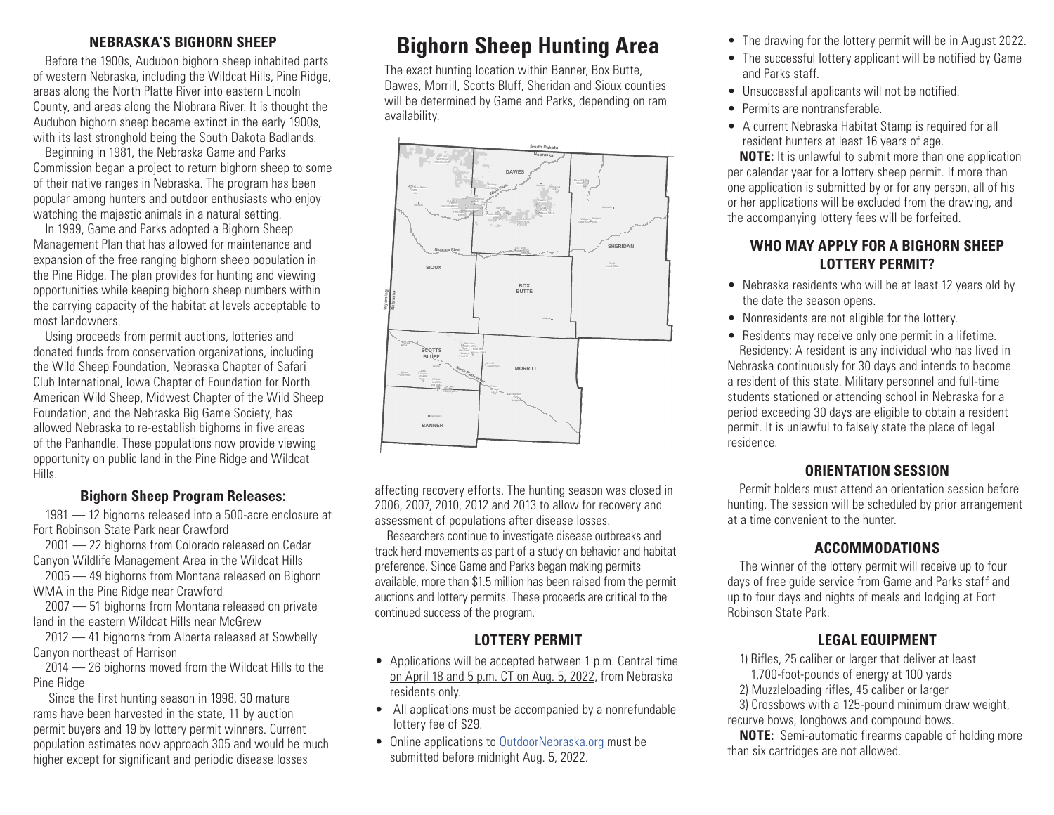## NEBRASKA'S BIGHORN SHEEP

Before the 1900s, Audubon bighorn sheep inhabited parts of western Nebraska, including the Wildcat Hills, Pine Ridge, areas along the North Platte River into eastern Lincoln County, and areas along the Niobrara River. It is thought the Audubon bighorn sheep became extinct in the early 1900s, with its last stronghold being the South Dakota Badlands.

Beginning in 1981, the Nebraska Game and Parks Commission began a project to return bighorn sheep to some of their native ranges in Nebraska. The program has been popular among hunters and outdoor enthusiasts who enjoy watching the majestic animals in a natural setting.

In 1999, Game and Parks adopted a Bighorn Sheep Management Plan that has allowed for maintenance and expansion of the free ranging bighorn sheep population in the Pine Ridge. The plan provides for hunting and viewing opportunities while keeping bighorn sheep numbers within the carrying capacity of the habitat at levels acceptable to most landowners.

Using proceeds from permit auctions, lotteries and donated funds from conservation organizations, including the Wild Sheep Foundation, Nebraska Chapter of Safari Club International, Iowa Chapter of Foundation for North American Wild Sheep, Midwest Chapter of the Wild Sheep Foundation, and the Nebraska Big Game Society, has allowed Nebraska to re-establish bighorns in five areas of the Panhandle. These populations now provide viewing opportunity on public land in the Pine Ridge and Wildcat Hills.

### Bighorn Sheep Program Releases:

1981 — 12 bighorns released into a 500-acre enclosure at Fort Robinson State Park near Crawford

2001 — 22 bighorns from Colorado released on Cedar Canyon Wildlife Management Area in the Wildcat Hills

2005 — 49 bighorns from Montana released on Bighorn WMA in the Pine Ridge near Crawford

2007 — 51 bighorns from Montana released on private land in the eastern Wildcat Hills near McGrew

2012 — 41 bighorns from Alberta released at Sowbelly Canyon northeast of Harrison

2014 — 26 bighorns moved from the Wildcat Hills to the Pine Ridge

Since the first hunting season in 1998, 30 mature rams have been harvested in the state, 11 by auction permit buyers and 19 by lottery permit winners. Current population estimates now approach 305 and would be much higher except for significant and periodic disease losses affecting recovery efforts. The hunting season was closed in 2006, 2007, 2010, 2012 and 2013 to allow for recovery and assessment of populations after disease losses.

Researchers continue to investigate disease outbreaks and track herd movements as part of a study on behavior and habitat preference. Since Game and Parks began making permits available, more than $1.5 million has been raised from the permit auctions and lottery permits. These proceeds are critical to the continued success of the program.

# Bighorn Sheep Hunting Area

The exact hunting location within Banner, Box Butte, Dawes, Morrill, Scotts Bluff, Sheridan and Sioux counties will be determined by Game and Parks, depending on ram availability.

South Dakota
Nebraska
DAWES
SHERIDAN
SIOUX
BOX BUTTE
SCOTTS BLUFF
MORRILL
BANNER
Niobrara River
North Platte River
White River
Wyoming
Nebraska

## LOTTERY PERMIT

- Applications will be accepted between 1 p.m. Central time on April 18 and 5 p.m. CT on Aug. 5, 2022, from Nebraska residents only.
- All applications must be accompanied by a nonrefundable lottery fee of $29.
- Online applications to OutdoorNebraska.org must be submitted before midnight Aug. 5, 2022.
- The drawing for the lottery permit will be in August 2022.
- The successful lottery applicant will be notified by Game and Parks staff.
- Unsuccessful applicants will not be notified.
- Permits are nontransferable.
- A current Nebraska Habitat Stamp is required for all resident hunters at least 16 years of age.

**NOTE:** It is unlawful to submit more than one application per calendar year for a lottery sheep permit. If more than one application is submitted by or for any person, all of his or her applications will be excluded from the drawing, and the accompanying lottery fees will be forfeited.

## WHO MAY APPLY FOR A BIGHORN SHEEP LOTTERY PERMIT?

- Nebraska residents who will be at least 12 years old by the date the season opens.
- Nonresidents are not eligible for the lottery.
- Residents may receive only one permit in a lifetime.

Residency: A resident is any individual who has lived in Nebraska continuously for 30 days and intends to become a resident of this state. Military personnel and full-time students stationed or attending school in Nebraska for a period exceeding 30 days are eligible to obtain a resident permit. It is unlawful to falsely state the place of legal residence.

## ORIENTATION SESSION

Permit holders must attend an orientation session before hunting. The session will be scheduled by prior arrangement at a time convenient to the hunter.

## ACCOMMODATIONS

The winner of the lottery permit will receive up to four days of free guide service from Game and Parks staff and up to four days and nights of meals and lodging at Fort Robinson State Park.

## LEGAL EQUIPMENT

1) Rifles, 25 caliber or larger that deliver at least 1,700-foot-pounds of energy at 100 yards

2) Muzzleloading rifles, 45 caliber or larger

3) Crossbows with a 125-pound minimum draw weight, recurve bows, longbows and compound bows.

**NOTE:** Semi-automatic firearms capable of holding more than six cartridges are not allowed.